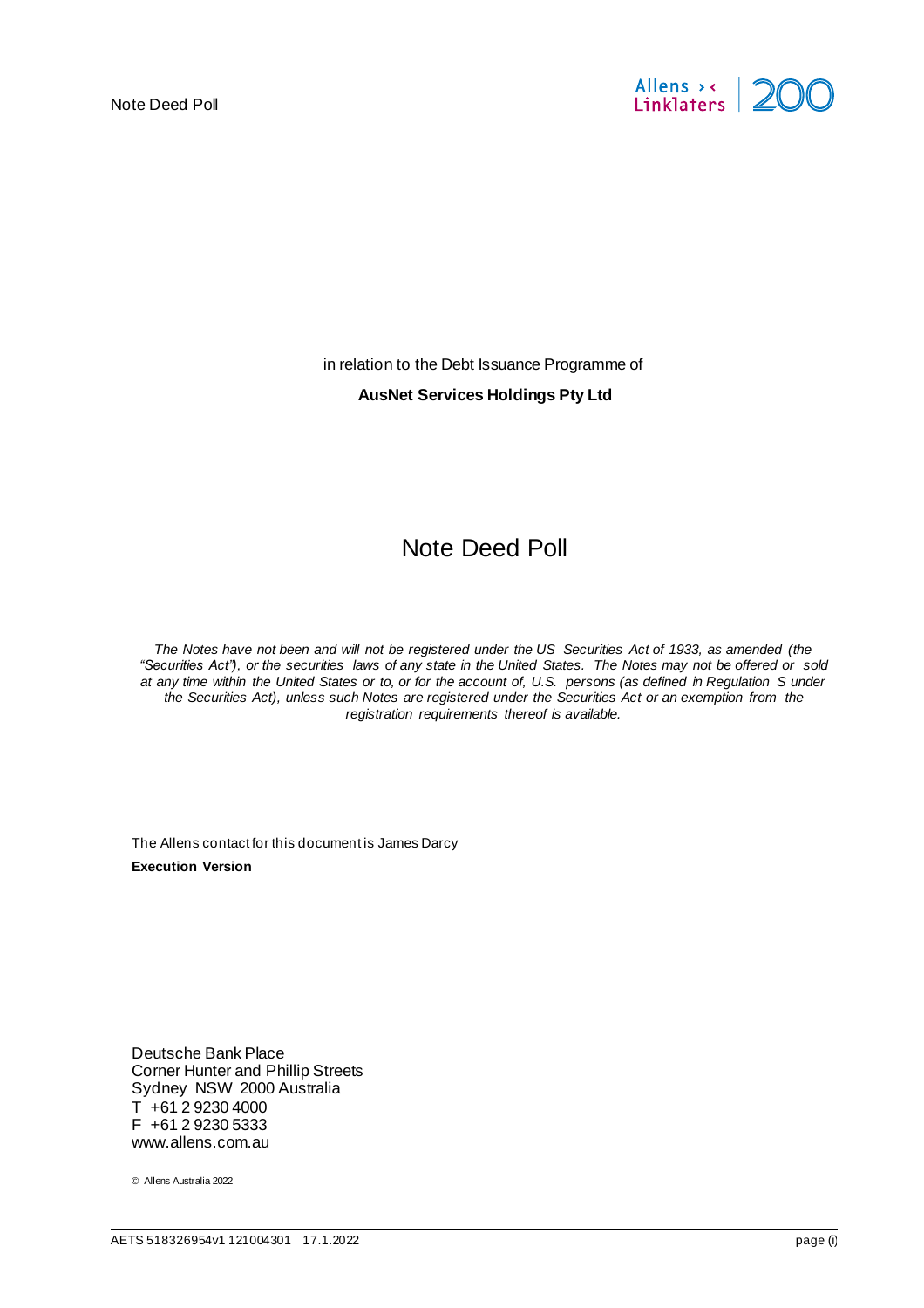Note Deed Poll

in relation to the Debt Issuance Programme of

**AusNet Services Holdings Pty Ltd**

# Note Deed Poll

*The Notes have not been and will not be registered under the US Securities Act of 1933, as amended (the "Securities Act"), or the securities laws of any state in the United States. The Notes may not be offered or sold at any time within the United States or to, or for the account of, U.S. persons (as defined in Regulation S under the Securities Act), unless such Notes are registered under the Securities Act or an exemption from the registration requirements thereof is available.*

The Allens contact for this document is James Darcy

**Execution Version**

Deutsche Bank Place
Corner Hunter and Phillip Streets
Sydney NSW 2000 Australia
T +61 2 9230 4000
F +61 2 9230 5333
www.allens.com.au

© Allens Australia 2022

AETS 518326954v1 121004301 17.1.2022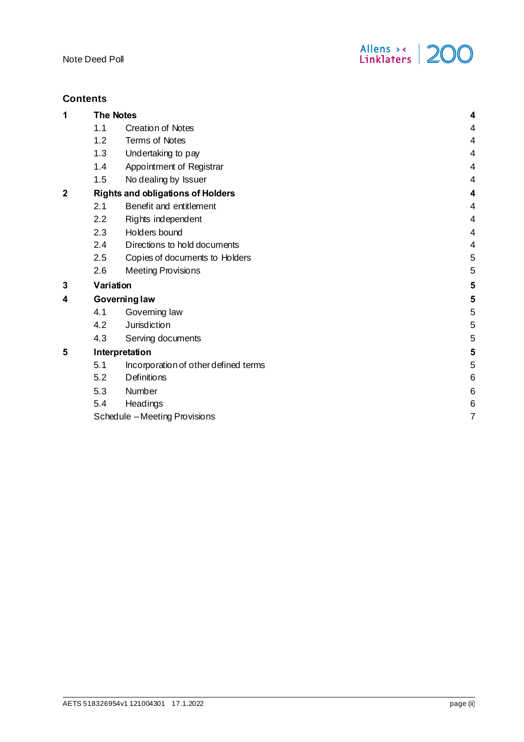## Contents

| | | | |
|---|---|---|---|
| **1** | **The Notes** | | **4** |
| | 1.1 | Creation of Notes | 4 |
| | 1.2 | Terms of Notes | 4 |
| | 1.3 | Undertaking to pay | 4 |
| | 1.4 | Appointment of Registrar | 4 |
| | 1.5 | No dealing by Issuer | 4 |
| **2** | **Rights and obligations of Holders** | | **4** |
| | 2.1 | Benefit and entitlement | 4 |
| | 2.2 | Rights independent | 4 |
| | 2.3 | Holders bound | 4 |
| | 2.4 | Directions to hold documents | 4 |
| | 2.5 | Copies of documents to Holders | 5 |
| | 2.6 | Meeting Provisions | 5 |
| **3** | **Variation** | | **5** |
| **4** | **Governing law** | | **5** |
| | 4.1 | Governing law | 5 |
| | 4.2 | Jurisdiction | 5 |
| | 4.3 | Serving documents | 5 |
| **5** | **Interpretation** | | **5** |
| | 5.1 | Incorporation of other defined terms | 5 |
| | 5.2 | Definitions | 6 |
| | 5.3 | Number | 6 |
| | 5.4 | Headings | 6 |
| | Schedule – Meeting Provisions | | 7 |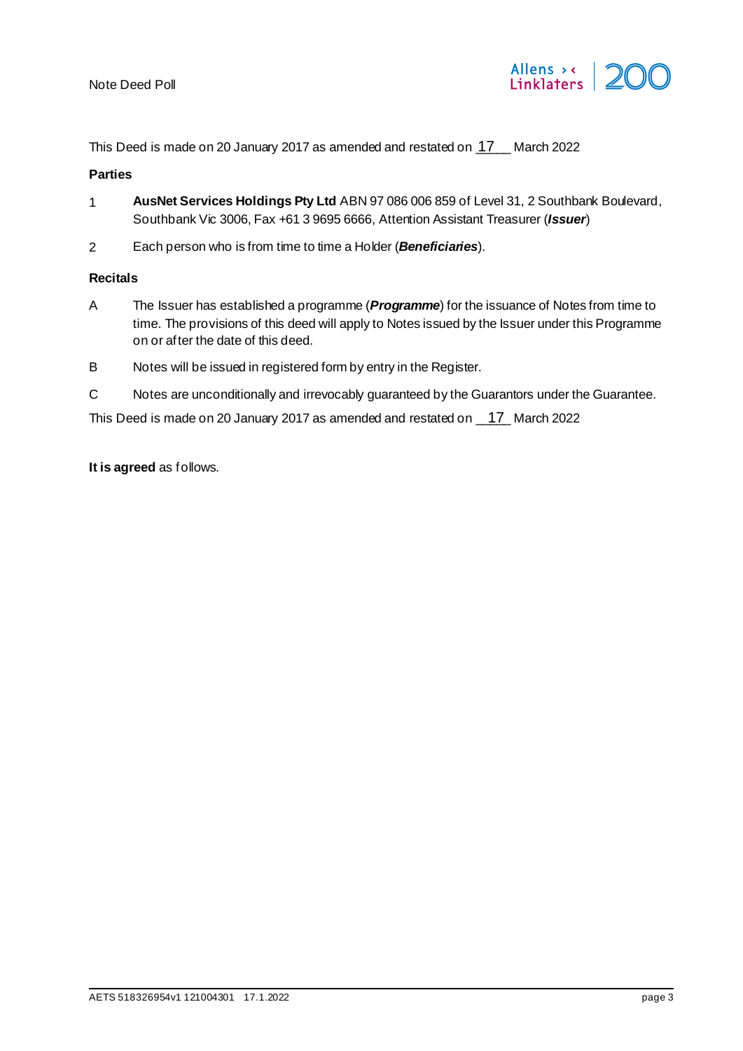This Deed is made on 20 January 2017 as amended and restated on 17 March 2022

**Parties**

1. **AusNet Services Holdings Pty Ltd** ABN 97 086 006 859 of Level 31, 2 Southbank Boulevard, Southbank Vic 3006, Fax +61 3 9695 6666, Attention Assistant Treasurer (***Issuer***)
2. Each person who is from time to time a Holder (***Beneficiaries***).

**Recitals**

A. The Issuer has established a programme (***Programme***) for the issuance of Notes from time to time. The provisions of this deed will apply to Notes issued by the Issuer under this Programme on or after the date of this deed.

B. Notes will be issued in registered form by entry in the Register.

C. Notes are unconditionally and irrevocably guaranteed by the Guarantors under the Guarantee.

This Deed is made on 20 January 2017 as amended and restated on 17 March 2022

**It is agreed** as follows.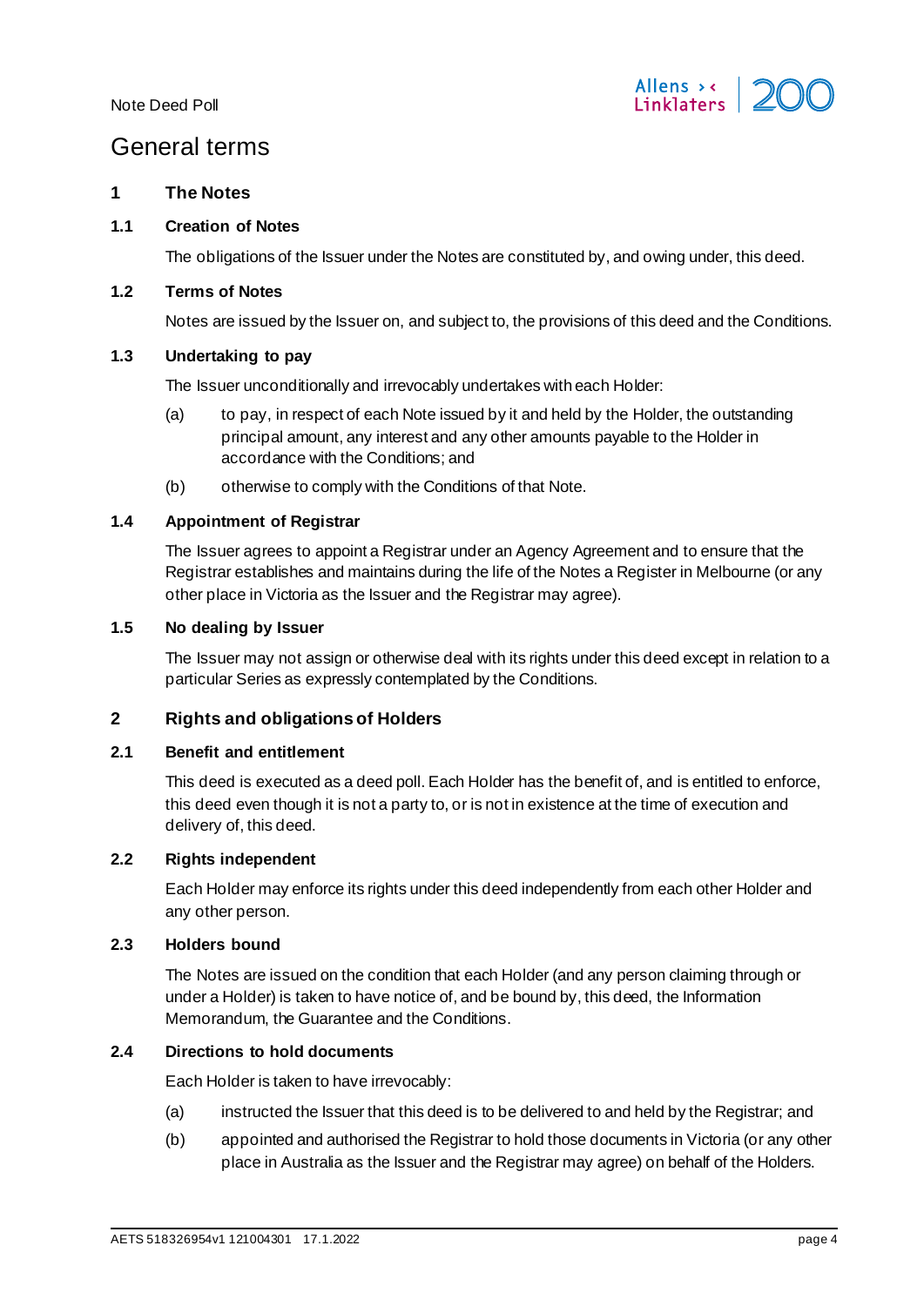# General terms

## 1 The Notes

### 1.1 Creation of Notes

The obligations of the Issuer under the Notes are constituted by, and owing under, this deed.

### 1.2 Terms of Notes

Notes are issued by the Issuer on, and subject to, the provisions of this deed and the Conditions.

### 1.3 Undertaking to pay

The Issuer unconditionally and irrevocably undertakes with each Holder:

(a) to pay, in respect of each Note issued by it and held by the Holder, the outstanding principal amount, any interest and any other amounts payable to the Holder in accordance with the Conditions; and

(b) otherwise to comply with the Conditions of that Note.

### 1.4 Appointment of Registrar

The Issuer agrees to appoint a Registrar under an Agency Agreement and to ensure that the Registrar establishes and maintains during the life of the Notes a Register in Melbourne (or any other place in Victoria as the Issuer and the Registrar may agree).

### 1.5 No dealing by Issuer

The Issuer may not assign or otherwise deal with its rights under this deed except in relation to a particular Series as expressly contemplated by the Conditions.

## 2 Rights and obligations of Holders

### 2.1 Benefit and entitlement

This deed is executed as a deed poll. Each Holder has the benefit of, and is entitled to enforce, this deed even though it is not a party to, or is not in existence at the time of execution and delivery of, this deed.

### 2.2 Rights independent

Each Holder may enforce its rights under this deed independently from each other Holder and any other person.

### 2.3 Holders bound

The Notes are issued on the condition that each Holder (and any person claiming through or under a Holder) is taken to have notice of, and be bound by, this deed, the Information Memorandum, the Guarantee and the Conditions.

### 2.4 Directions to hold documents

Each Holder is taken to have irrevocably:

(a) instructed the Issuer that this deed is to be delivered to and held by the Registrar; and

(b) appointed and authorised the Registrar to hold those documents in Victoria (or any other place in Australia as the Issuer and the Registrar may agree) on behalf of the Holders.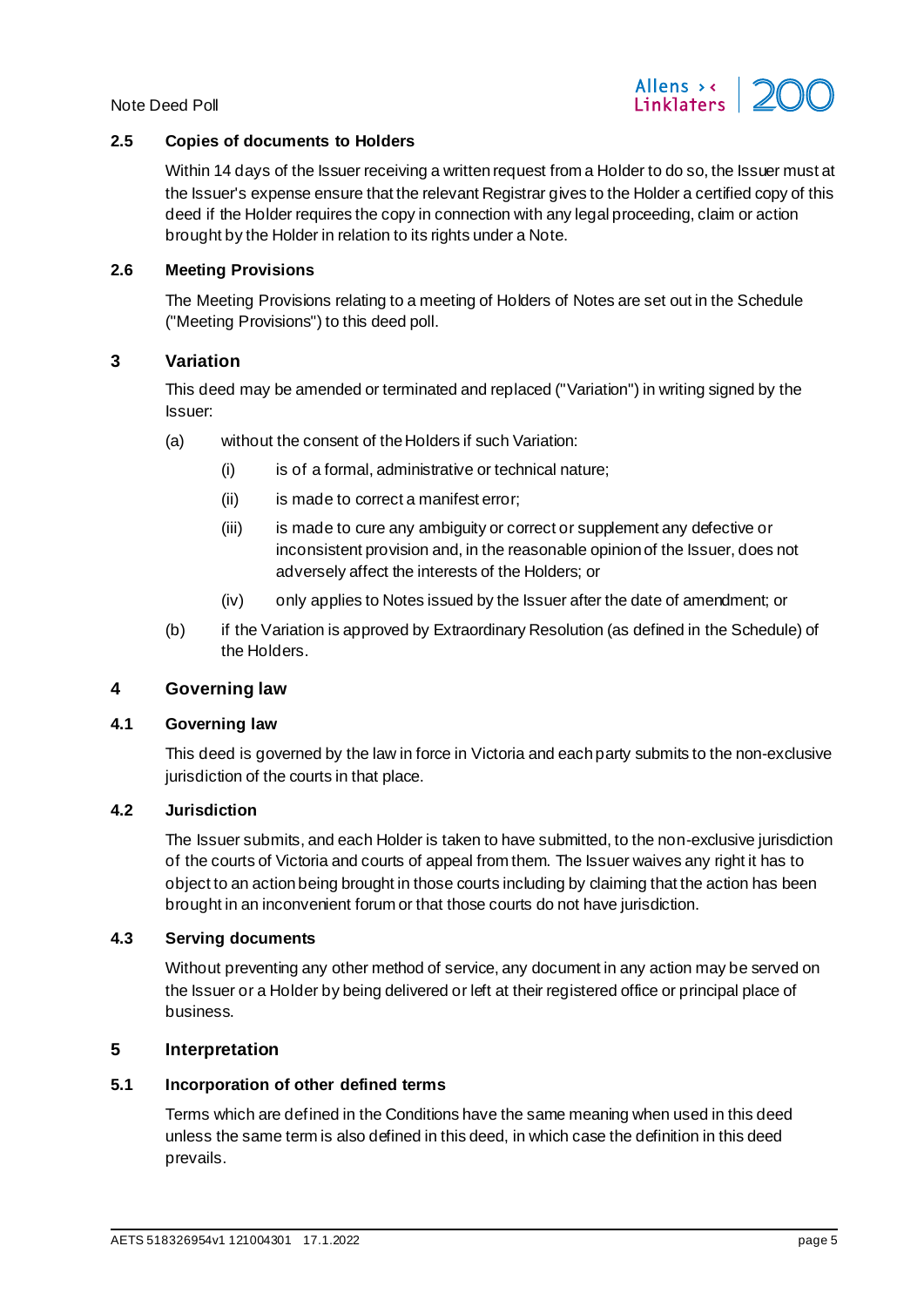### 2.5 Copies of documents to Holders

Within 14 days of the Issuer receiving a written request from a Holder to do so, the Issuer must at the Issuer's expense ensure that the relevant Registrar gives to the Holder a certified copy of this deed if the Holder requires the copy in connection with any legal proceeding, claim or action brought by the Holder in relation to its rights under a Note.

### 2.6 Meeting Provisions

The Meeting Provisions relating to a meeting of Holders of Notes are set out in the Schedule ("Meeting Provisions") to this deed poll.

## 3 Variation

This deed may be amended or terminated and replaced ("Variation") in writing signed by the Issuer:

(a) without the consent of the Holders if such Variation:

 (i) is of a formal, administrative or technical nature;

 (ii) is made to correct a manifest error;

 (iii) is made to cure any ambiguity or correct or supplement any defective or inconsistent provision and, in the reasonable opinion of the Issuer, does not adversely affect the interests of the Holders; or

 (iv) only applies to Notes issued by the Issuer after the date of amendment; or

(b) if the Variation is approved by Extraordinary Resolution (as defined in the Schedule) of the Holders.

## 4 Governing law

### 4.1 Governing law

This deed is governed by the law in force in Victoria and each party submits to the non-exclusive jurisdiction of the courts in that place.

### 4.2 Jurisdiction

The Issuer submits, and each Holder is taken to have submitted, to the non-exclusive jurisdiction of the courts of Victoria and courts of appeal from them. The Issuer waives any right it has to object to an action being brought in those courts including by claiming that the action has been brought in an inconvenient forum or that those courts do not have jurisdiction.

### 4.3 Serving documents

Without preventing any other method of service, any document in any action may be served on the Issuer or a Holder by being delivered or left at their registered office or principal place of business.

## 5 Interpretation

### 5.1 Incorporation of other defined terms

Terms which are defined in the Conditions have the same meaning when used in this deed unless the same term is also defined in this deed, in which case the definition in this deed prevails.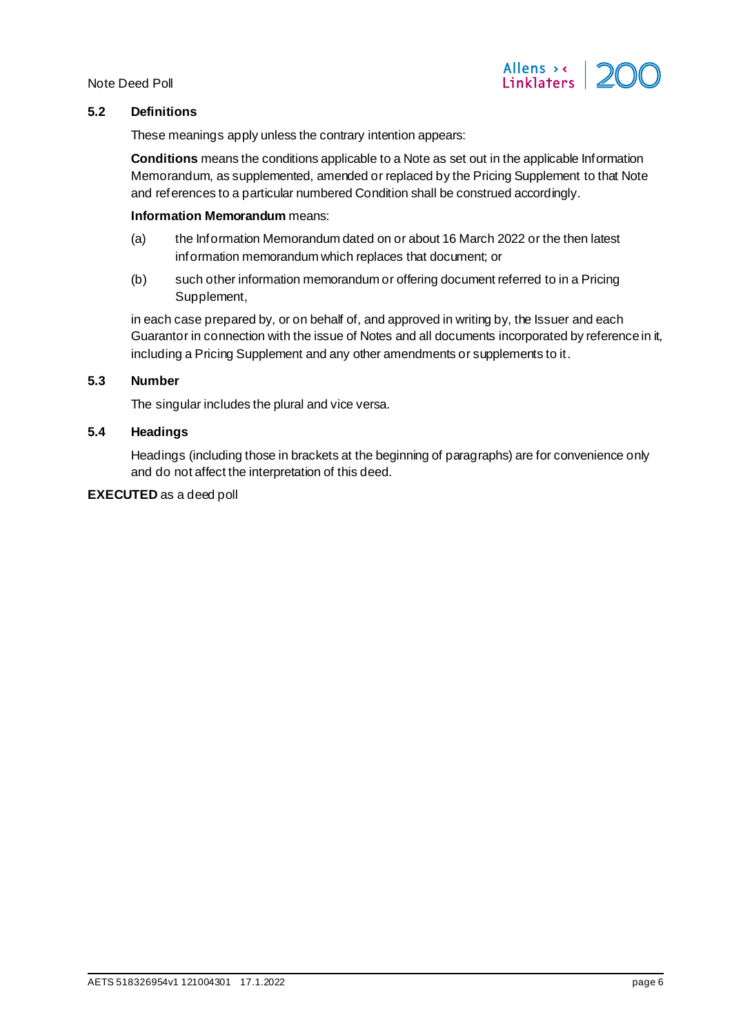### 5.2 Definitions

These meanings apply unless the contrary intention appears:

**Conditions** means the conditions applicable to a Note as set out in the applicable Information Memorandum, as supplemented, amended or replaced by the Pricing Supplement to that Note and references to a particular numbered Condition shall be construed accordingly.

**Information Memorandum** means:

(a) the Information Memorandum dated on or about 16 March 2022 or the then latest information memorandum which replaces that document; or

(b) such other information memorandum or offering document referred to in a Pricing Supplement,

in each case prepared by, or on behalf of, and approved in writing by, the Issuer and each Guarantor in connection with the issue of Notes and all documents incorporated by reference in it, including a Pricing Supplement and any other amendments or supplements to it.

### 5.3 Number

The singular includes the plural and vice versa.

### 5.4 Headings

Headings (including those in brackets at the beginning of paragraphs) are for convenience only and do not affect the interpretation of this deed.

**EXECUTED** as a deed poll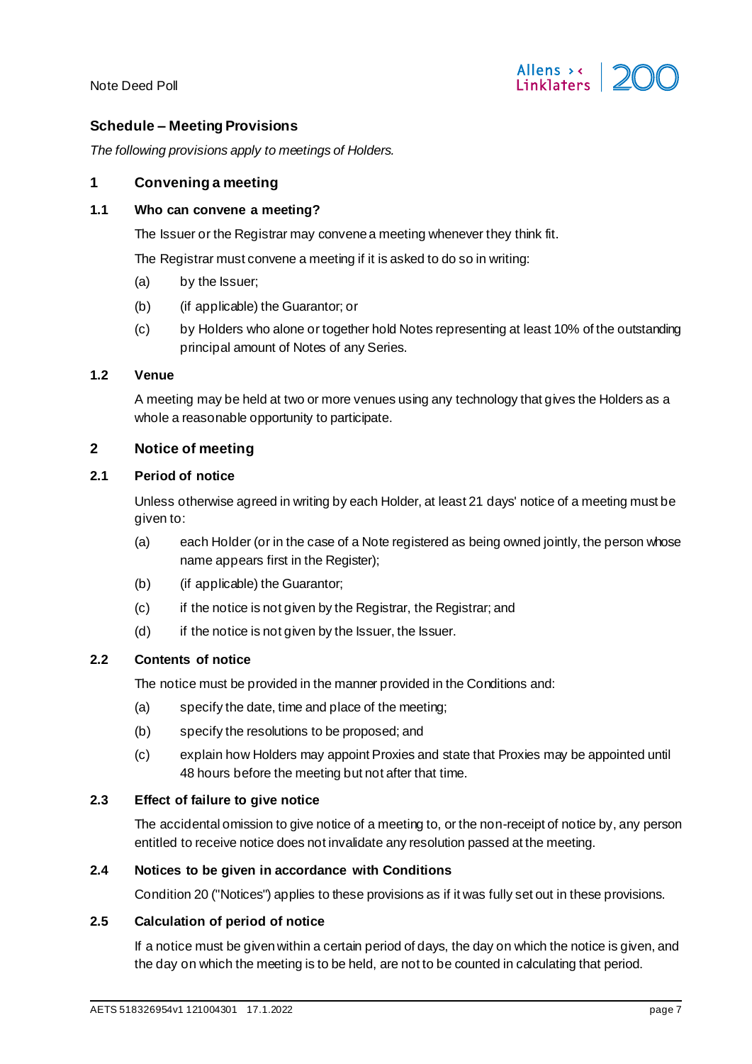## Schedule – Meeting Provisions

*The following provisions apply to meetings of Holders.*

### 1 Convening a meeting

#### 1.1 Who can convene a meeting?

The Issuer or the Registrar may convene a meeting whenever they think fit.

The Registrar must convene a meeting if it is asked to do so in writing:

(a) by the Issuer;

(b) (if applicable) the Guarantor; or

(c) by Holders who alone or together hold Notes representing at least 10% of the outstanding principal amount of Notes of any Series.

#### 1.2 Venue

A meeting may be held at two or more venues using any technology that gives the Holders as a whole a reasonable opportunity to participate.

### 2 Notice of meeting

#### 2.1 Period of notice

Unless otherwise agreed in writing by each Holder, at least 21 days' notice of a meeting must be given to:

(a) each Holder (or in the case of a Note registered as being owned jointly, the person whose name appears first in the Register);

(b) (if applicable) the Guarantor;

(c) if the notice is not given by the Registrar, the Registrar; and

(d) if the notice is not given by the Issuer, the Issuer.

#### 2.2 Contents of notice

The notice must be provided in the manner provided in the Conditions and:

(a) specify the date, time and place of the meeting;

(b) specify the resolutions to be proposed; and

(c) explain how Holders may appoint Proxies and state that Proxies may be appointed until 48 hours before the meeting but not after that time.

#### 2.3 Effect of failure to give notice

The accidental omission to give notice of a meeting to, or the non-receipt of notice by, any person entitled to receive notice does not invalidate any resolution passed at the meeting.

#### 2.4 Notices to be given in accordance with Conditions

Condition 20 ("Notices") applies to these provisions as if it was fully set out in these provisions.

#### 2.5 Calculation of period of notice

If a notice must be given within a certain period of days, the day on which the notice is given, and the day on which the meeting is to be held, are not to be counted in calculating that period.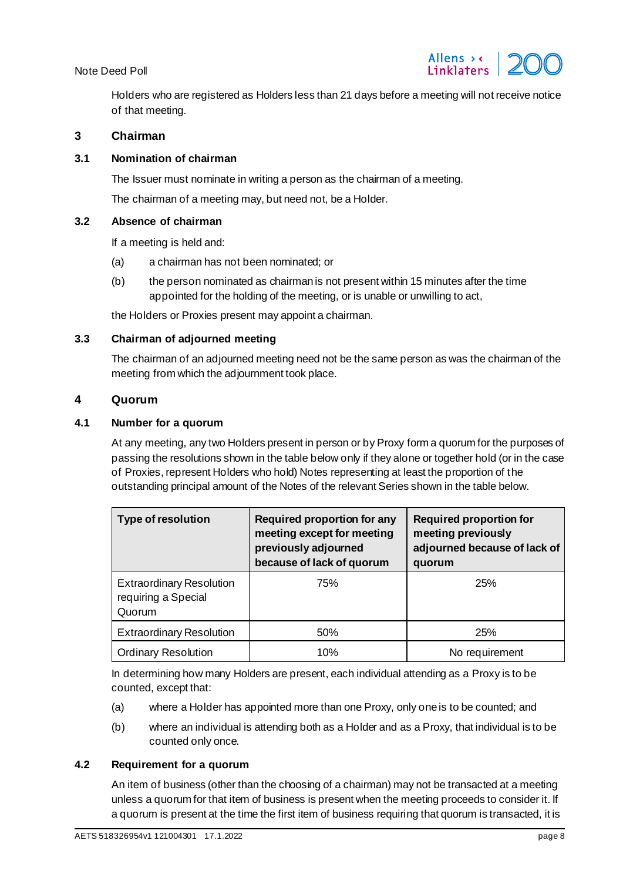Holders who are registered as Holders less than 21 days before a meeting will not receive notice of that meeting.

## 3 Chairman

### 3.1 Nomination of chairman

The Issuer must nominate in writing a person as the chairman of a meeting.

The chairman of a meeting may, but need not, be a Holder.

### 3.2 Absence of chairman

If a meeting is held and:

(a) a chairman has not been nominated; or

(b) the person nominated as chairman is not present within 15 minutes after the time appointed for the holding of the meeting, or is unable or unwilling to act,

the Holders or Proxies present may appoint a chairman.

### 3.3 Chairman of adjourned meeting

The chairman of an adjourned meeting need not be the same person as was the chairman of the meeting from which the adjournment took place.

## 4 Quorum

### 4.1 Number for a quorum

At any meeting, any two Holders present in person or by Proxy form a quorum for the purposes of passing the resolutions shown in the table below only if they alone or together hold (or in the case of Proxies, represent Holders who hold) Notes representing at least the proportion of the outstanding principal amount of the Notes of the relevant Series shown in the table below.

| Type of resolution | Required proportion for any meeting except for meeting previously adjourned because of lack of quorum | Required proportion for meeting previously adjourned because of lack of quorum |
|---|---|---|
| Extraordinary Resolution requiring a Special Quorum | 75% | 25% |
| Extraordinary Resolution | 50% | 25% |
| Ordinary Resolution | 10% | No requirement |

In determining how many Holders are present, each individual attending as a Proxy is to be counted, except that:

(a) where a Holder has appointed more than one Proxy, only one is to be counted; and

(b) where an individual is attending both as a Holder and as a Proxy, that individual is to be counted only once.

### 4.2 Requirement for a quorum

An item of business (other than the choosing of a chairman) may not be transacted at a meeting unless a quorum for that item of business is present when the meeting proceeds to consider it. If a quorum is present at the time the first item of business requiring that quorum is transacted, it is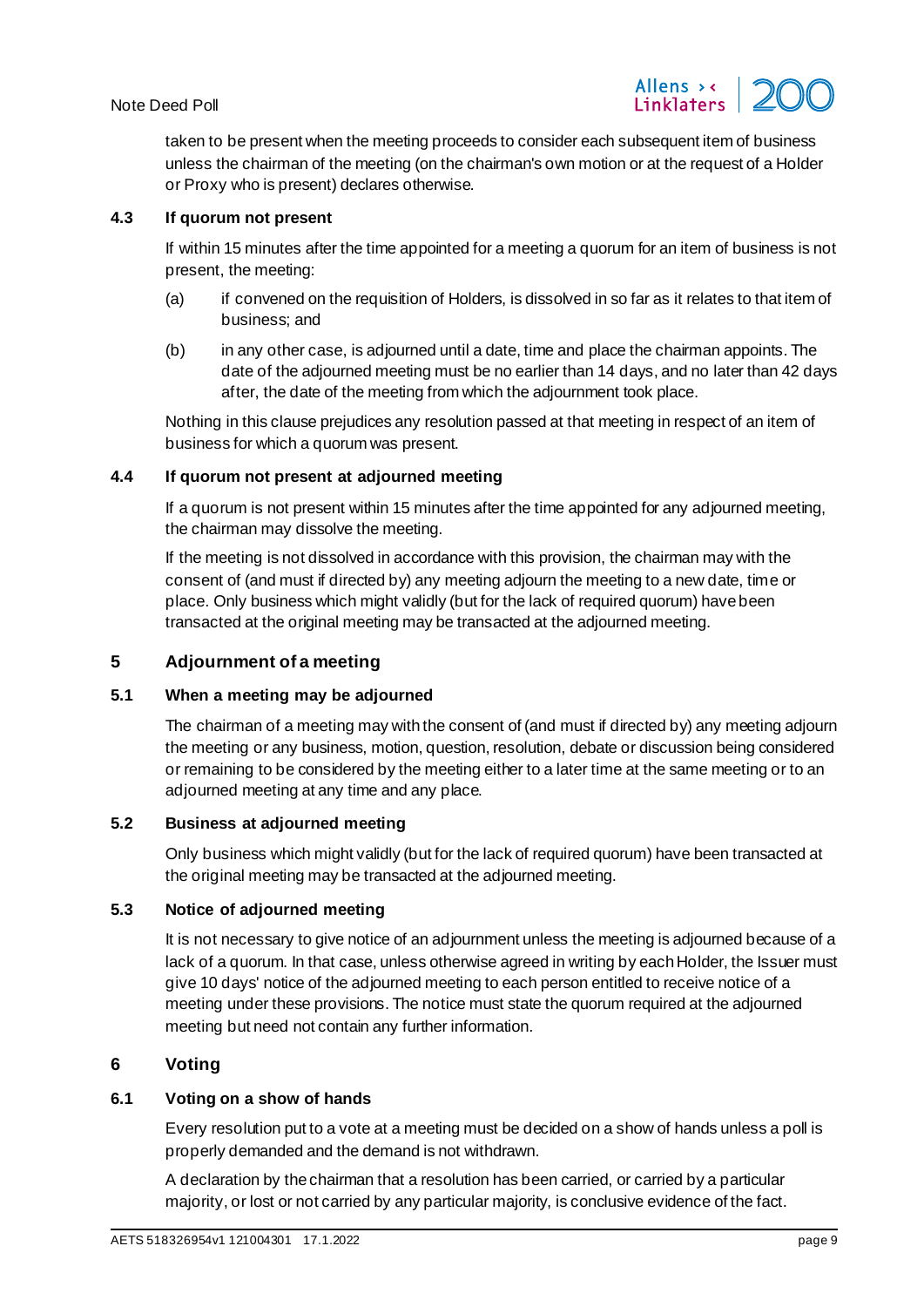taken to be present when the meeting proceeds to consider each subsequent item of business unless the chairman of the meeting (on the chairman's own motion or at the request of a Holder or Proxy who is present) declares otherwise.

### 4.3 If quorum not present

If within 15 minutes after the time appointed for a meeting a quorum for an item of business is not present, the meeting:

(a) if convened on the requisition of Holders, is dissolved in so far as it relates to that item of business; and

(b) in any other case, is adjourned until a date, time and place the chairman appoints. The date of the adjourned meeting must be no earlier than 14 days, and no later than 42 days after, the date of the meeting from which the adjournment took place.

Nothing in this clause prejudices any resolution passed at that meeting in respect of an item of business for which a quorum was present.

### 4.4 If quorum not present at adjourned meeting

If a quorum is not present within 15 minutes after the time appointed for any adjourned meeting, the chairman may dissolve the meeting.

If the meeting is not dissolved in accordance with this provision, the chairman may with the consent of (and must if directed by) any meeting adjourn the meeting to a new date, time or place. Only business which might validly (but for the lack of required quorum) have been transacted at the original meeting may be transacted at the adjourned meeting.

## 5 Adjournment of a meeting

### 5.1 When a meeting may be adjourned

The chairman of a meeting may with the consent of (and must if directed by) any meeting adjourn the meeting or any business, motion, question, resolution, debate or discussion being considered or remaining to be considered by the meeting either to a later time at the same meeting or to an adjourned meeting at any time and any place.

### 5.2 Business at adjourned meeting

Only business which might validly (but for the lack of required quorum) have been transacted at the original meeting may be transacted at the adjourned meeting.

### 5.3 Notice of adjourned meeting

It is not necessary to give notice of an adjournment unless the meeting is adjourned because of a lack of a quorum. In that case, unless otherwise agreed in writing by each Holder, the Issuer must give 10 days' notice of the adjourned meeting to each person entitled to receive notice of a meeting under these provisions. The notice must state the quorum required at the adjourned meeting but need not contain any further information.

## 6 Voting

### 6.1 Voting on a show of hands

Every resolution put to a vote at a meeting must be decided on a show of hands unless a poll is properly demanded and the demand is not withdrawn.

A declaration by the chairman that a resolution has been carried, or carried by a particular majority, or lost or not carried by any particular majority, is conclusive evidence of the fact.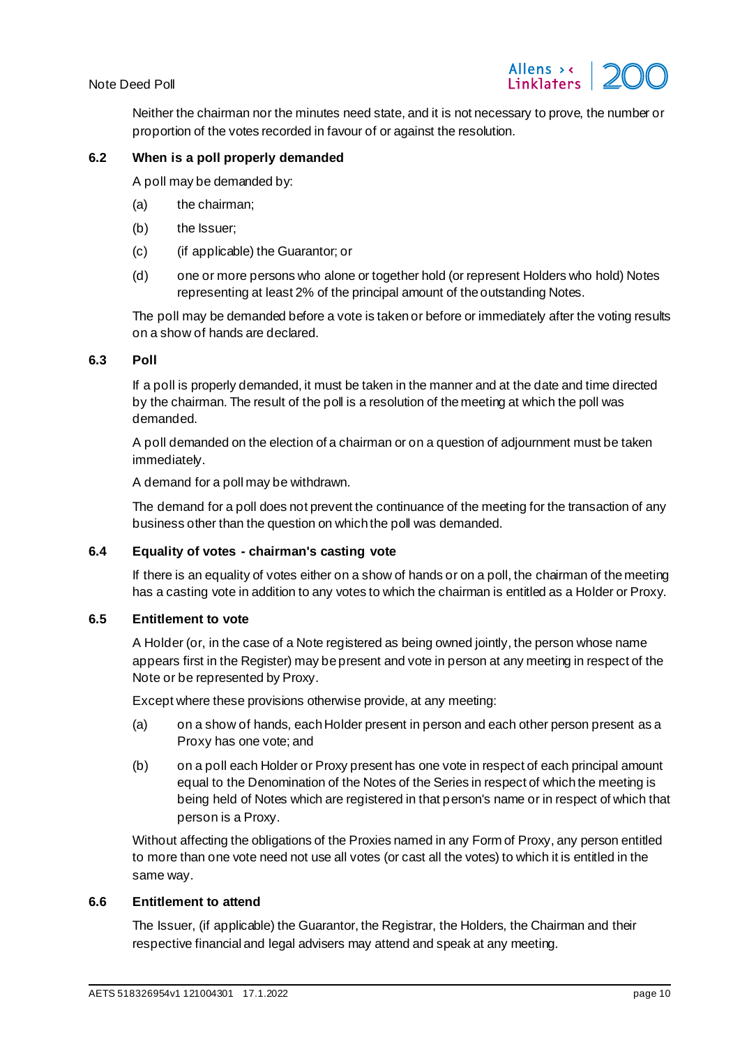Neither the chairman nor the minutes need state, and it is not necessary to prove, the number or proportion of the votes recorded in favour of or against the resolution.

### 6.2 When is a poll properly demanded

A poll may be demanded by:

(a) the chairman;

(b) the Issuer;

(c) (if applicable) the Guarantor; or

(d) one or more persons who alone or together hold (or represent Holders who hold) Notes representing at least 2% of the principal amount of the outstanding Notes.

The poll may be demanded before a vote is taken or before or immediately after the voting results on a show of hands are declared.

### 6.3 Poll

If a poll is properly demanded, it must be taken in the manner and at the date and time directed by the chairman. The result of the poll is a resolution of the meeting at which the poll was demanded.

A poll demanded on the election of a chairman or on a question of adjournment must be taken immediately.

A demand for a poll may be withdrawn.

The demand for a poll does not prevent the continuance of the meeting for the transaction of any business other than the question on which the poll was demanded.

### 6.4 Equality of votes - chairman's casting vote

If there is an equality of votes either on a show of hands or on a poll, the chairman of the meeting has a casting vote in addition to any votes to which the chairman is entitled as a Holder or Proxy.

### 6.5 Entitlement to vote

A Holder (or, in the case of a Note registered as being owned jointly, the person whose name appears first in the Register) may be present and vote in person at any meeting in respect of the Note or be represented by Proxy.

Except where these provisions otherwise provide, at any meeting:

(a) on a show of hands, each Holder present in person and each other person present as a Proxy has one vote; and

(b) on a poll each Holder or Proxy present has one vote in respect of each principal amount equal to the Denomination of the Notes of the Series in respect of which the meeting is being held of Notes which are registered in that person's name or in respect of which that person is a Proxy.

Without affecting the obligations of the Proxies named in any Form of Proxy, any person entitled to more than one vote need not use all votes (or cast all the votes) to which it is entitled in the same way.

### 6.6 Entitlement to attend

The Issuer, (if applicable) the Guarantor, the Registrar, the Holders, the Chairman and their respective financial and legal advisers may attend and speak at any meeting.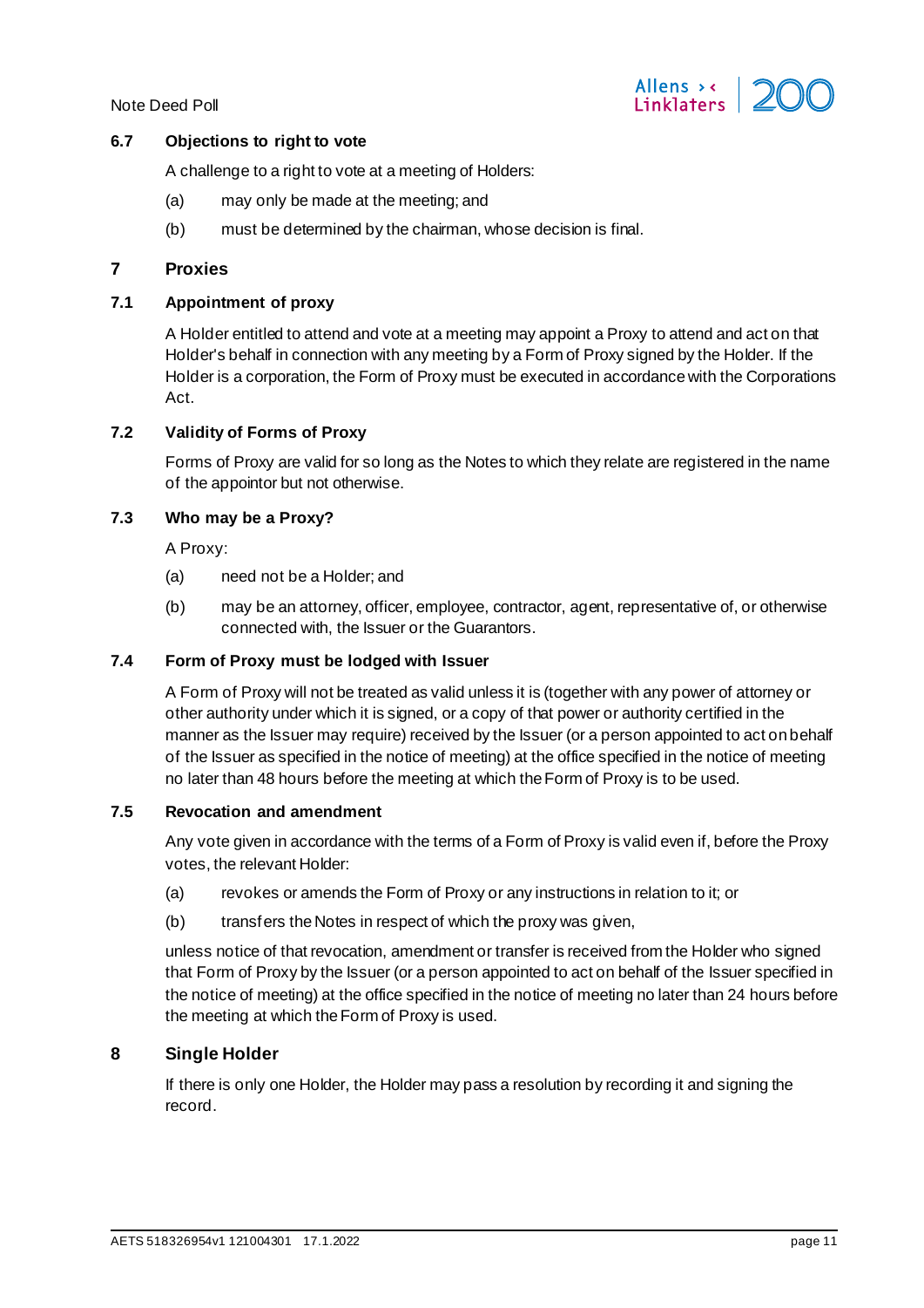### 6.7 Objections to right to vote

A challenge to a right to vote at a meeting of Holders:

(a) may only be made at the meeting; and

(b) must be determined by the chairman, whose decision is final.

## 7 Proxies

### 7.1 Appointment of proxy

A Holder entitled to attend and vote at a meeting may appoint a Proxy to attend and act on that Holder's behalf in connection with any meeting by a Form of Proxy signed by the Holder. If the Holder is a corporation, the Form of Proxy must be executed in accordance with the Corporations Act.

### 7.2 Validity of Forms of Proxy

Forms of Proxy are valid for so long as the Notes to which they relate are registered in the name of the appointor but not otherwise.

### 7.3 Who may be a Proxy?

A Proxy:

(a) need not be a Holder; and

(b) may be an attorney, officer, employee, contractor, agent, representative of, or otherwise connected with, the Issuer or the Guarantors.

### 7.4 Form of Proxy must be lodged with Issuer

A Form of Proxy will not be treated as valid unless it is (together with any power of attorney or other authority under which it is signed, or a copy of that power or authority certified in the manner as the Issuer may require) received by the Issuer (or a person appointed to act on behalf of the Issuer as specified in the notice of meeting) at the office specified in the notice of meeting no later than 48 hours before the meeting at which the Form of Proxy is to be used.

### 7.5 Revocation and amendment

Any vote given in accordance with the terms of a Form of Proxy is valid even if, before the Proxy votes, the relevant Holder:

(a) revokes or amends the Form of Proxy or any instructions in relation to it; or

(b) transfers the Notes in respect of which the proxy was given,

unless notice of that revocation, amendment or transfer is received from the Holder who signed that Form of Proxy by the Issuer (or a person appointed to act on behalf of the Issuer specified in the notice of meeting) at the office specified in the notice of meeting no later than 24 hours before the meeting at which the Form of Proxy is used.

## 8 Single Holder

If there is only one Holder, the Holder may pass a resolution by recording it and signing the record.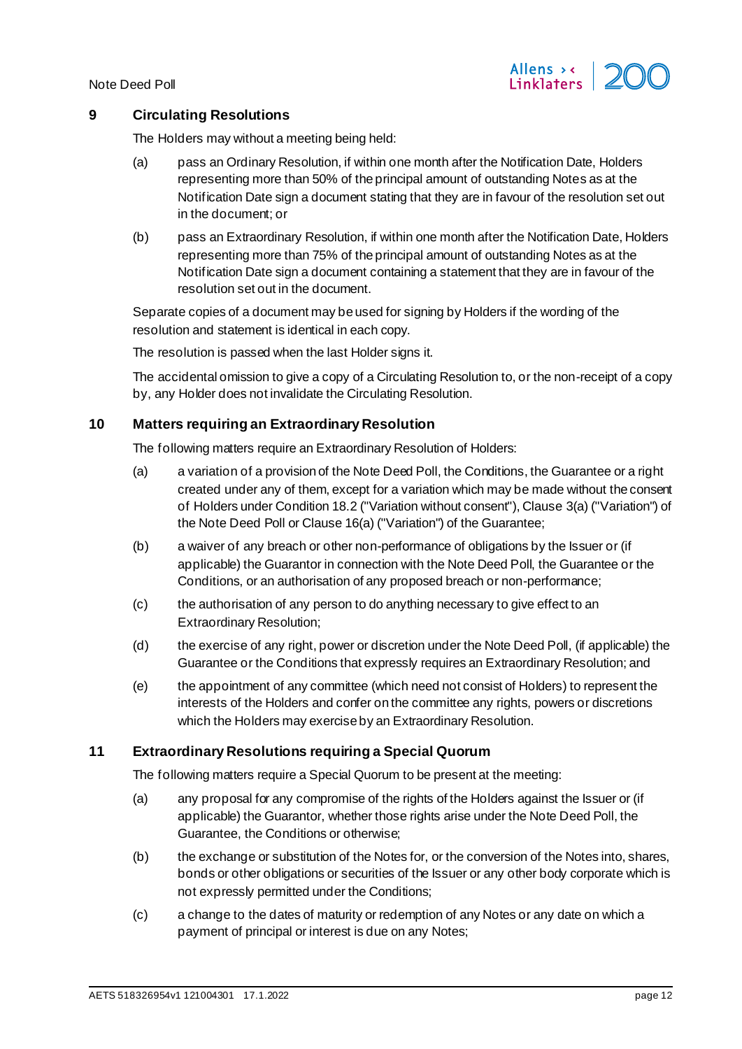## 9 Circulating Resolutions

The Holders may without a meeting being held:

(a) pass an Ordinary Resolution, if within one month after the Notification Date, Holders representing more than 50% of the principal amount of outstanding Notes as at the Notification Date sign a document stating that they are in favour of the resolution set out in the document; or

(b) pass an Extraordinary Resolution, if within one month after the Notification Date, Holders representing more than 75% of the principal amount of outstanding Notes as at the Notification Date sign a document containing a statement that they are in favour of the resolution set out in the document.

Separate copies of a document may be used for signing by Holders if the wording of the resolution and statement is identical in each copy.

The resolution is passed when the last Holder signs it.

The accidental omission to give a copy of a Circulating Resolution to, or the non-receipt of a copy by, any Holder does not invalidate the Circulating Resolution.

## 10 Matters requiring an Extraordinary Resolution

The following matters require an Extraordinary Resolution of Holders:

(a) a variation of a provision of the Note Deed Poll, the Conditions, the Guarantee or a right created under any of them, except for a variation which may be made without the consent of Holders under Condition 18.2 ("Variation without consent"), Clause 3(a) ("Variation") of the Note Deed Poll or Clause 16(a) ("Variation") of the Guarantee;

(b) a waiver of any breach or other non-performance of obligations by the Issuer or (if applicable) the Guarantor in connection with the Note Deed Poll, the Guarantee or the Conditions, or an authorisation of any proposed breach or non-performance;

(c) the authorisation of any person to do anything necessary to give effect to an Extraordinary Resolution;

(d) the exercise of any right, power or discretion under the Note Deed Poll, (if applicable) the Guarantee or the Conditions that expressly requires an Extraordinary Resolution; and

(e) the appointment of any committee (which need not consist of Holders) to represent the interests of the Holders and confer on the committee any rights, powers or discretions which the Holders may exercise by an Extraordinary Resolution.

## 11 Extraordinary Resolutions requiring a Special Quorum

The following matters require a Special Quorum to be present at the meeting:

(a) any proposal for any compromise of the rights of the Holders against the Issuer or (if applicable) the Guarantor, whether those rights arise under the Note Deed Poll, the Guarantee, the Conditions or otherwise;

(b) the exchange or substitution of the Notes for, or the conversion of the Notes into, shares, bonds or other obligations or securities of the Issuer or any other body corporate which is not expressly permitted under the Conditions;

(c) a change to the dates of maturity or redemption of any Notes or any date on which a payment of principal or interest is due on any Notes;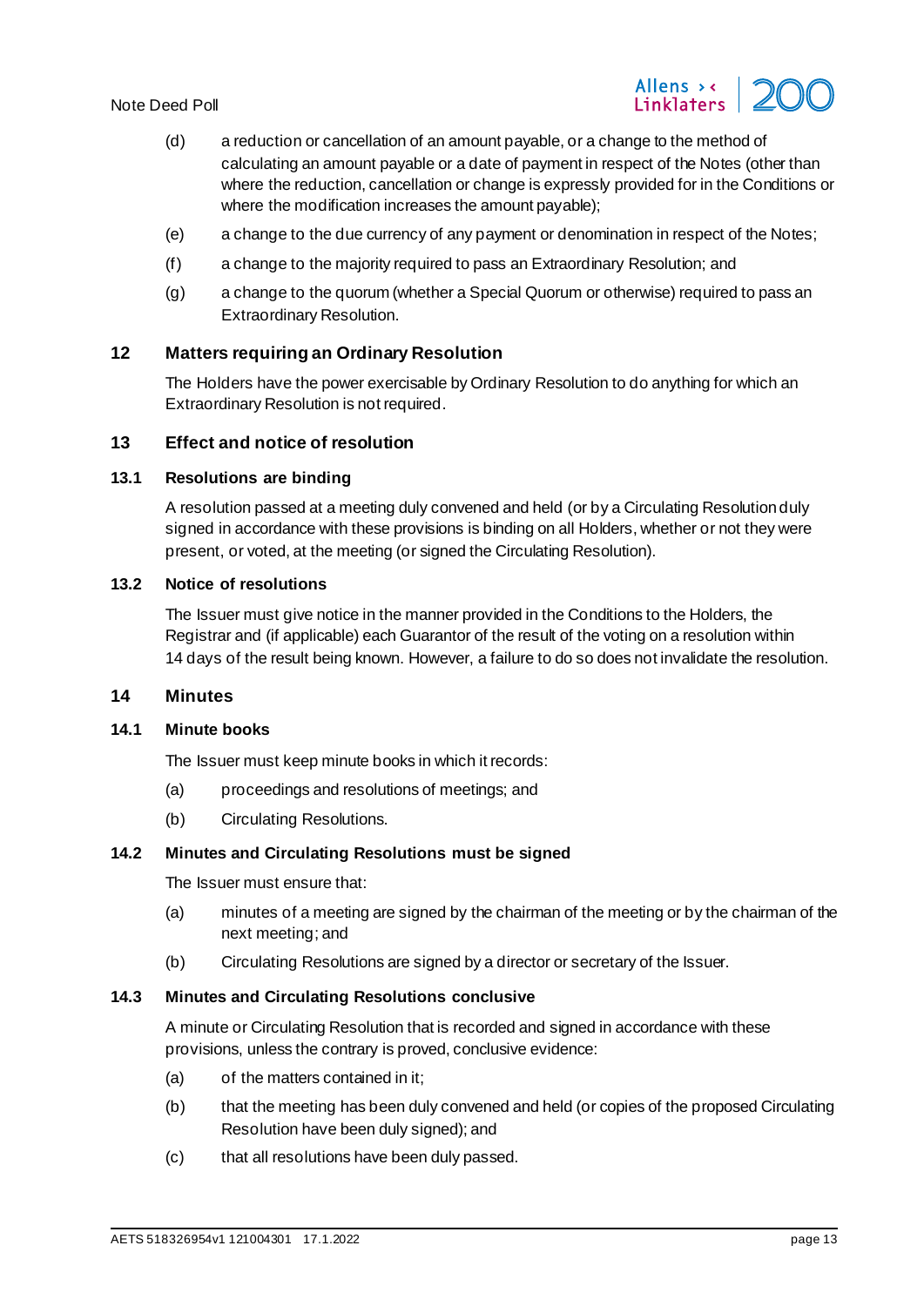(d) a reduction or cancellation of an amount payable, or a change to the method of calculating an amount payable or a date of payment in respect of the Notes (other than where the reduction, cancellation or change is expressly provided for in the Conditions or where the modification increases the amount payable);

(e) a change to the due currency of any payment or denomination in respect of the Notes;

(f) a change to the majority required to pass an Extraordinary Resolution; and

(g) a change to the quorum (whether a Special Quorum or otherwise) required to pass an Extraordinary Resolution.

## 12 Matters requiring an Ordinary Resolution

The Holders have the power exercisable by Ordinary Resolution to do anything for which an Extraordinary Resolution is not required.

## 13 Effect and notice of resolution

### 13.1 Resolutions are binding

A resolution passed at a meeting duly convened and held (or by a Circulating Resolution duly signed in accordance with these provisions is binding on all Holders, whether or not they were present, or voted, at the meeting (or signed the Circulating Resolution).

### 13.2 Notice of resolutions

The Issuer must give notice in the manner provided in the Conditions to the Holders, the Registrar and (if applicable) each Guarantor of the result of the voting on a resolution within 14 days of the result being known. However, a failure to do so does not invalidate the resolution.

## 14 Minutes

### 14.1 Minute books

The Issuer must keep minute books in which it records:

(a) proceedings and resolutions of meetings; and

(b) Circulating Resolutions.

### 14.2 Minutes and Circulating Resolutions must be signed

The Issuer must ensure that:

(a) minutes of a meeting are signed by the chairman of the meeting or by the chairman of the next meeting; and

(b) Circulating Resolutions are signed by a director or secretary of the Issuer.

### 14.3 Minutes and Circulating Resolutions conclusive

A minute or Circulating Resolution that is recorded and signed in accordance with these provisions, unless the contrary is proved, conclusive evidence:

(a) of the matters contained in it;

(b) that the meeting has been duly convened and held (or copies of the proposed Circulating Resolution have been duly signed); and

(c) that all resolutions have been duly passed.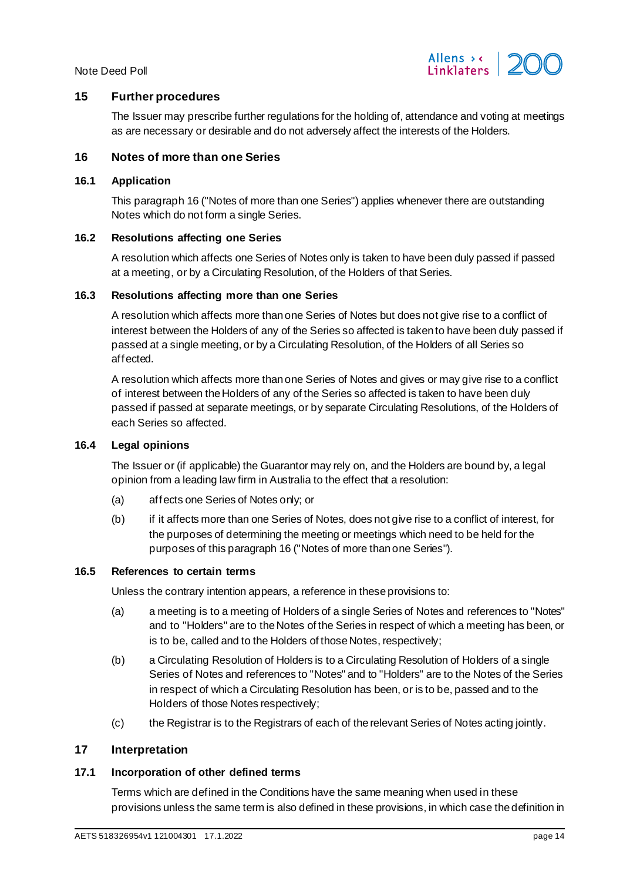## 15 Further procedures

The Issuer may prescribe further regulations for the holding of, attendance and voting at meetings as are necessary or desirable and do not adversely affect the interests of the Holders.

## 16 Notes of more than one Series

### 16.1 Application

This paragraph 16 ("Notes of more than one Series") applies whenever there are outstanding Notes which do not form a single Series.

### 16.2 Resolutions affecting one Series

A resolution which affects one Series of Notes only is taken to have been duly passed if passed at a meeting, or by a Circulating Resolution, of the Holders of that Series.

### 16.3 Resolutions affecting more than one Series

A resolution which affects more than one Series of Notes but does not give rise to a conflict of interest between the Holders of any of the Series so affected is taken to have been duly passed if passed at a single meeting, or by a Circulating Resolution, of the Holders of all Series so affected.

A resolution which affects more than one Series of Notes and gives or may give rise to a conflict of interest between the Holders of any of the Series so affected is taken to have been duly passed if passed at separate meetings, or by separate Circulating Resolutions, of the Holders of each Series so affected.

### 16.4 Legal opinions

The Issuer or (if applicable) the Guarantor may rely on, and the Holders are bound by, a legal opinion from a leading law firm in Australia to the effect that a resolution:

(a) affects one Series of Notes only; or

(b) if it affects more than one Series of Notes, does not give rise to a conflict of interest, for the purposes of determining the meeting or meetings which need to be held for the purposes of this paragraph 16 ("Notes of more than one Series").

### 16.5 References to certain terms

Unless the contrary intention appears, a reference in these provisions to:

(a) a meeting is to a meeting of Holders of a single Series of Notes and references to "Notes" and to "Holders" are to the Notes of the Series in respect of which a meeting has been, or is to be, called and to the Holders of those Notes, respectively;

(b) a Circulating Resolution of Holders is to a Circulating Resolution of Holders of a single Series of Notes and references to "Notes" and to "Holders" are to the Notes of the Series in respect of which a Circulating Resolution has been, or is to be, passed and to the Holders of those Notes respectively;

(c) the Registrar is to the Registrars of each of the relevant Series of Notes acting jointly.

## 17 Interpretation

### 17.1 Incorporation of other defined terms

Terms which are defined in the Conditions have the same meaning when used in these provisions unless the same term is also defined in these provisions, in which case the definition in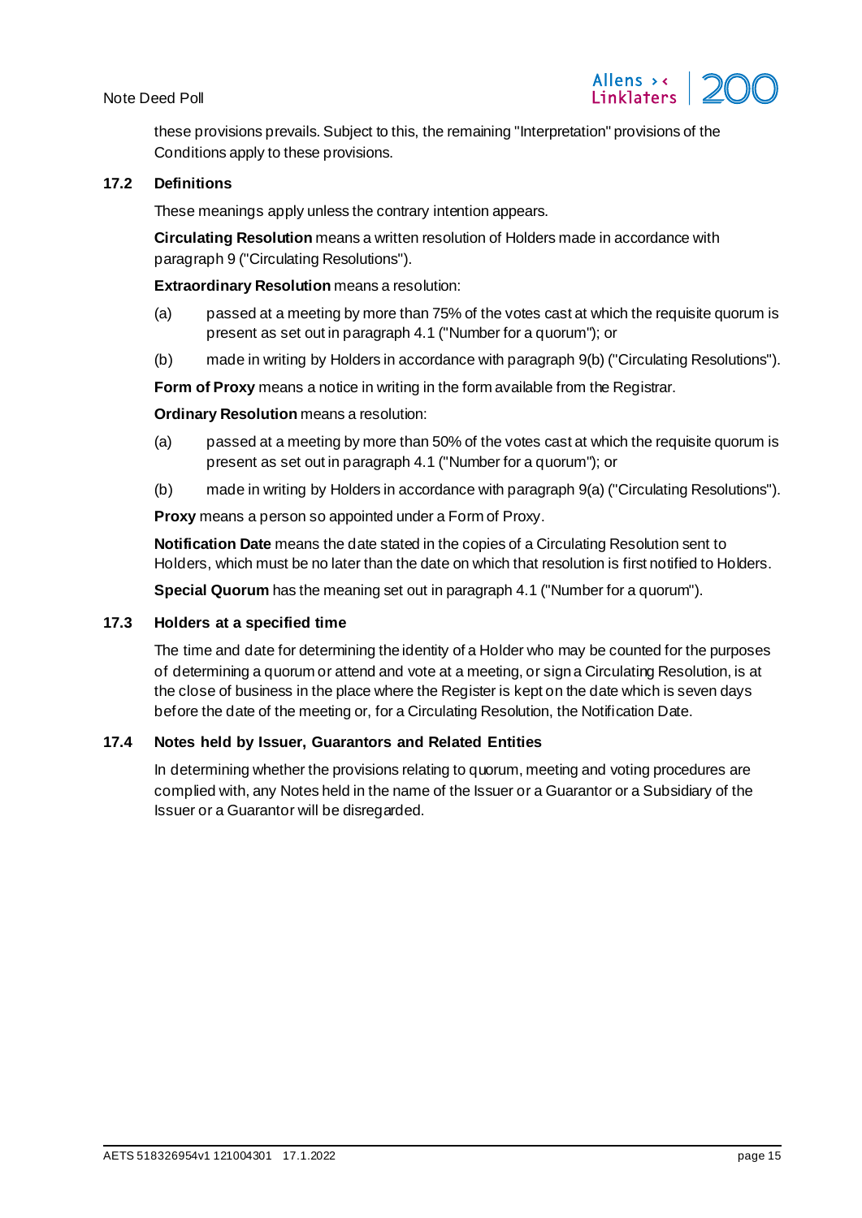these provisions prevails. Subject to this, the remaining "Interpretation" provisions of the Conditions apply to these provisions.

### 17.2 Definitions

These meanings apply unless the contrary intention appears.

**Circulating Resolution** means a written resolution of Holders made in accordance with paragraph 9 ("Circulating Resolutions").

**Extraordinary Resolution** means a resolution:

(a) passed at a meeting by more than 75% of the votes cast at which the requisite quorum is present as set out in paragraph 4.1 ("Number for a quorum"); or

(b) made in writing by Holders in accordance with paragraph 9(b) ("Circulating Resolutions").

**Form of Proxy** means a notice in writing in the form available from the Registrar.

**Ordinary Resolution** means a resolution:

(a) passed at a meeting by more than 50% of the votes cast at which the requisite quorum is present as set out in paragraph 4.1 ("Number for a quorum"); or

(b) made in writing by Holders in accordance with paragraph 9(a) ("Circulating Resolutions").

**Proxy** means a person so appointed under a Form of Proxy.

**Notification Date** means the date stated in the copies of a Circulating Resolution sent to Holders, which must be no later than the date on which that resolution is first notified to Holders.

**Special Quorum** has the meaning set out in paragraph 4.1 ("Number for a quorum").

### 17.3 Holders at a specified time

The time and date for determining the identity of a Holder who may be counted for the purposes of determining a quorum or attend and vote at a meeting, or sign a Circulating Resolution, is at the close of business in the place where the Register is kept on the date which is seven days before the date of the meeting or, for a Circulating Resolution, the Notification Date.

### 17.4 Notes held by Issuer, Guarantors and Related Entities

In determining whether the provisions relating to quorum, meeting and voting procedures are complied with, any Notes held in the name of the Issuer or a Guarantor or a Subsidiary of the Issuer or a Guarantor will be disregarded.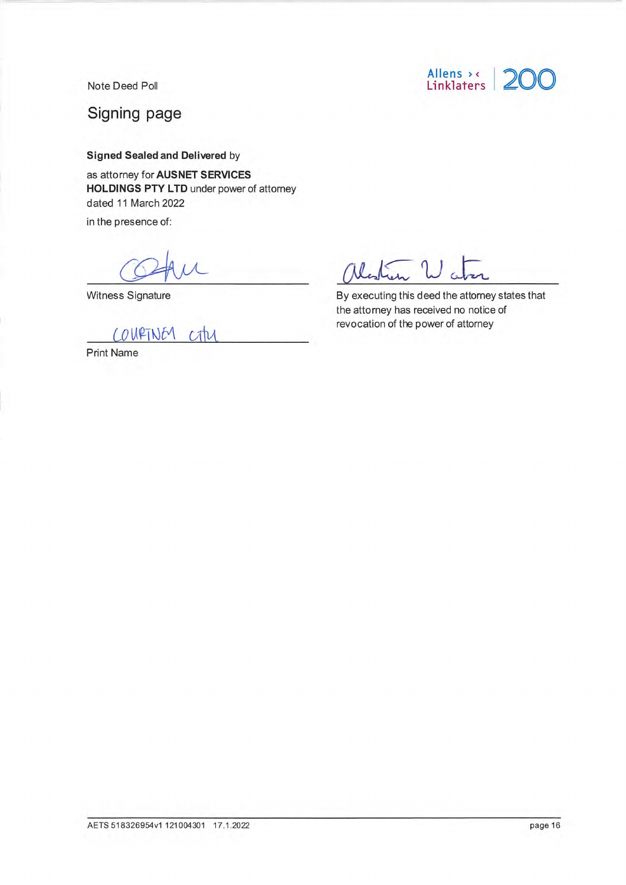Note Deed Poll

# Signing page

**Signed Sealed and Delivered** by

as attorney for **AUSNET SERVICES HOLDINGS PTY LTD** under power of attorney dated 11 March 2022

in the presence of:

Witness Signature

COURTNEY CHU

Print Name

By executing this deed the attorney states that the attorney has received no notice of revocation of the power of attorney

AETS 518326954v1 121004301 17.1.2022